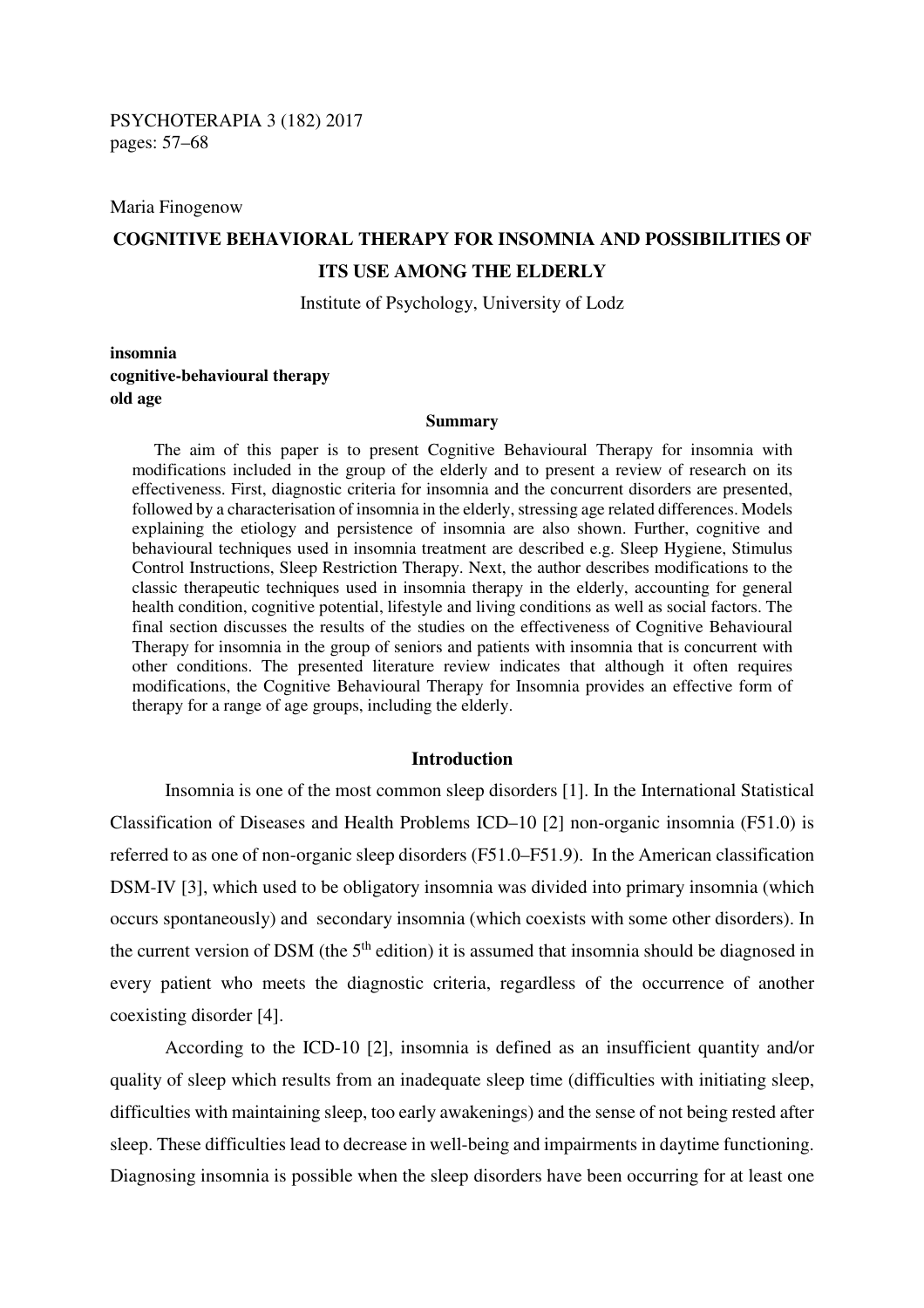PSYCHOTERAPIA 3 (182) 2017
pages: 57–68

Maria Finogenow

# COGNITIVE BEHAVIORAL THERAPY FOR INSOMNIA AND POSSIBILITIES OF ITS USE AMONG THE ELDERLY

Institute of Psychology, University of Lodz

**insomnia**
**cognitive-behavioural therapy**
**old age**

## Summary

The aim of this paper is to present Cognitive Behavioural Therapy for insomnia with modifications included in the group of the elderly and to present a review of research on its effectiveness. First, diagnostic criteria for insomnia and the concurrent disorders are presented, followed by a characterisation of insomnia in the elderly, stressing age related differences. Models explaining the etiology and persistence of insomnia are also shown. Further, cognitive and behavioural techniques used in insomnia treatment are described e.g. Sleep Hygiene, Stimulus Control Instructions, Sleep Restriction Therapy. Next, the author describes modifications to the classic therapeutic techniques used in insomnia therapy in the elderly, accounting for general health condition, cognitive potential, lifestyle and living conditions as well as social factors. The final section discusses the results of the studies on the effectiveness of Cognitive Behavioural Therapy for insomnia in the group of seniors and patients with insomnia that is concurrent with other conditions. The presented literature review indicates that although it often requires modifications, the Cognitive Behavioural Therapy for Insomnia provides an effective form of therapy for a range of age groups, including the elderly.

## Introduction

Insomnia is one of the most common sleep disorders [1]. In the International Statistical Classification of Diseases and Health Problems ICD–10 [2] non-organic insomnia (F51.0) is referred to as one of non-organic sleep disorders (F51.0–F51.9). In the American classification DSM-IV [3], which used to be obligatory insomnia was divided into primary insomnia (which occurs spontaneously) and secondary insomnia (which coexists with some other disorders). In the current version of DSM (the 5th edition) it is assumed that insomnia should be diagnosed in every patient who meets the diagnostic criteria, regardless of the occurrence of another coexisting disorder [4].

According to the ICD-10 [2], insomnia is defined as an insufficient quantity and/or quality of sleep which results from an inadequate sleep time (difficulties with initiating sleep, difficulties with maintaining sleep, too early awakenings) and the sense of not being rested after sleep. These difficulties lead to decrease in well-being and impairments in daytime functioning. Diagnosing insomnia is possible when the sleep disorders have been occurring for at least one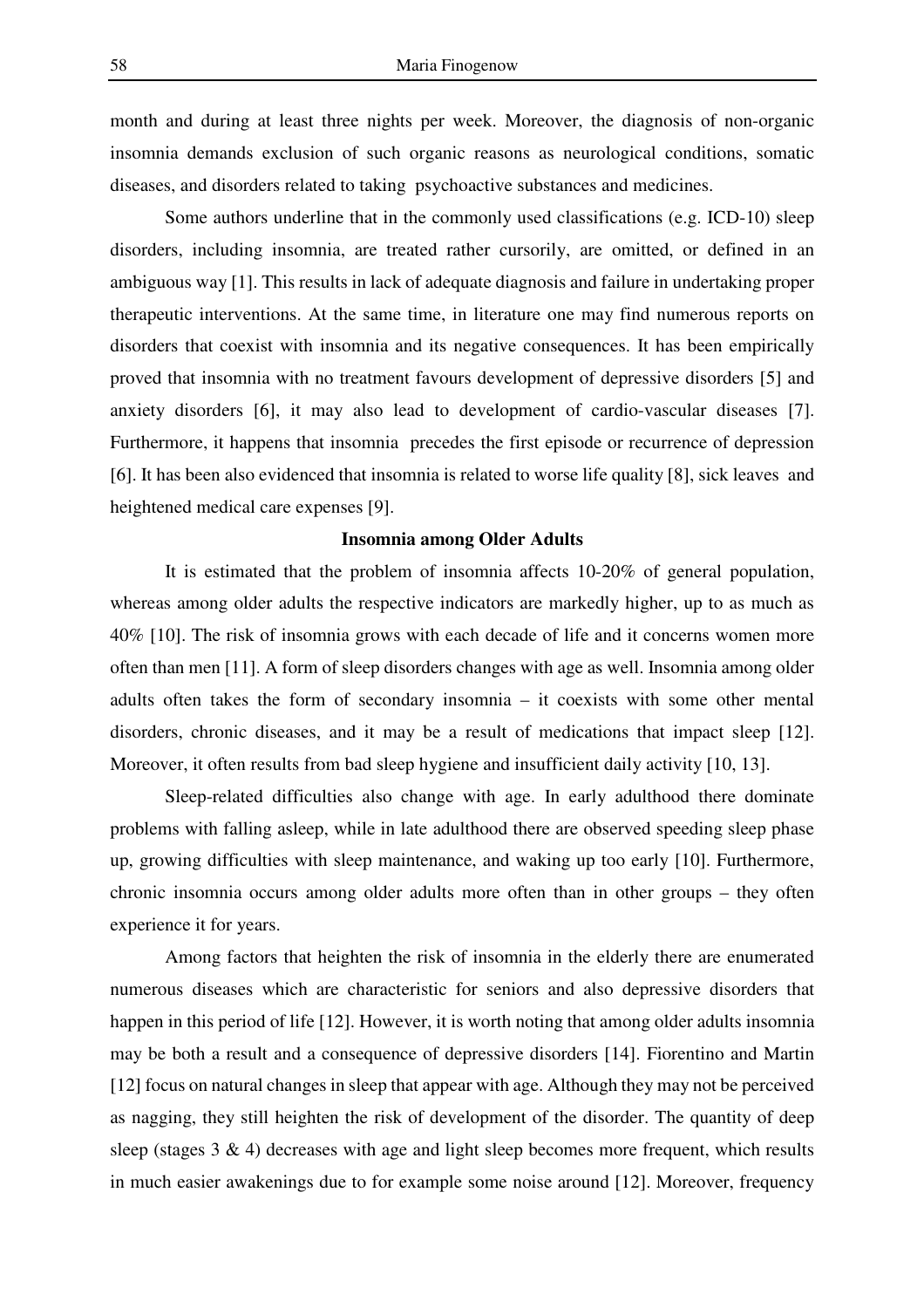month and during at least three nights per week. Moreover, the diagnosis of non-organic insomnia demands exclusion of such organic reasons as neurological conditions, somatic diseases, and disorders related to taking psychoactive substances and medicines.

Some authors underline that in the commonly used classifications (e.g. ICD-10) sleep disorders, including insomnia, are treated rather cursorily, are omitted, or defined in an ambiguous way [1]. This results in lack of adequate diagnosis and failure in undertaking proper therapeutic interventions. At the same time, in literature one may find numerous reports on disorders that coexist with insomnia and its negative consequences. It has been empirically proved that insomnia with no treatment favours development of depressive disorders [5] and anxiety disorders [6], it may also lead to development of cardio-vascular diseases [7]. Furthermore, it happens that insomnia precedes the first episode or recurrence of depression [6]. It has been also evidenced that insomnia is related to worse life quality [8], sick leaves and heightened medical care expenses [9].

### Insomnia among Older Adults

It is estimated that the problem of insomnia affects 10-20% of general population, whereas among older adults the respective indicators are markedly higher, up to as much as 40% [10]. The risk of insomnia grows with each decade of life and it concerns women more often than men [11]. A form of sleep disorders changes with age as well. Insomnia among older adults often takes the form of secondary insomnia – it coexists with some other mental disorders, chronic diseases, and it may be a result of medications that impact sleep [12]. Moreover, it often results from bad sleep hygiene and insufficient daily activity [10, 13].

Sleep-related difficulties also change with age. In early adulthood there dominate problems with falling asleep, while in late adulthood there are observed speeding sleep phase up, growing difficulties with sleep maintenance, and waking up too early [10]. Furthermore, chronic insomnia occurs among older adults more often than in other groups – they often experience it for years.

Among factors that heighten the risk of insomnia in the elderly there are enumerated numerous diseases which are characteristic for seniors and also depressive disorders that happen in this period of life [12]. However, it is worth noting that among older adults insomnia may be both a result and a consequence of depressive disorders [14]. Fiorentino and Martin [12] focus on natural changes in sleep that appear with age. Although they may not be perceived as nagging, they still heighten the risk of development of the disorder. The quantity of deep sleep (stages 3 & 4) decreases with age and light sleep becomes more frequent, which results in much easier awakenings due to for example some noise around [12]. Moreover, frequency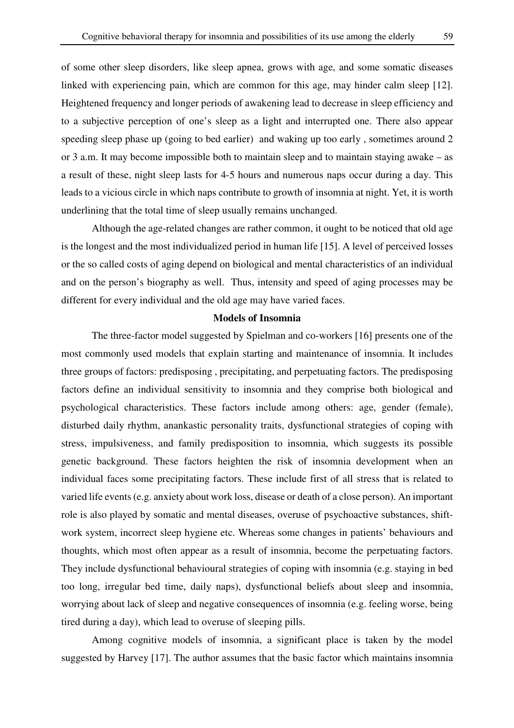of some other sleep disorders, like sleep apnea, grows with age, and some somatic diseases linked with experiencing pain, which are common for this age, may hinder calm sleep [12]. Heightened frequency and longer periods of awakening lead to decrease in sleep efficiency and to a subjective perception of one's sleep as a light and interrupted one. There also appear speeding sleep phase up (going to bed earlier) and waking up too early , sometimes around 2 or 3 a.m. It may become impossible both to maintain sleep and to maintain staying awake – as a result of these, night sleep lasts for 4-5 hours and numerous naps occur during a day. This leads to a vicious circle in which naps contribute to growth of insomnia at night. Yet, it is worth underlining that the total time of sleep usually remains unchanged.

Although the age-related changes are rather common, it ought to be noticed that old age is the longest and the most individualized period in human life [15]. A level of perceived losses or the so called costs of aging depend on biological and mental characteristics of an individual and on the person's biography as well. Thus, intensity and speed of aging processes may be different for every individual and the old age may have varied faces.

## Models of Insomnia

The three-factor model suggested by Spielman and co-workers [16] presents one of the most commonly used models that explain starting and maintenance of insomnia. It includes three groups of factors: predisposing , precipitating, and perpetuating factors. The predisposing factors define an individual sensitivity to insomnia and they comprise both biological and psychological characteristics. These factors include among others: age, gender (female), disturbed daily rhythm, anankastic personality traits, dysfunctional strategies of coping with stress, impulsiveness, and family predisposition to insomnia, which suggests its possible genetic background. These factors heighten the risk of insomnia development when an individual faces some precipitating factors. These include first of all stress that is related to varied life events (e.g. anxiety about work loss, disease or death of a close person). An important role is also played by somatic and mental diseases, overuse of psychoactive substances, shift-work system, incorrect sleep hygiene etc. Whereas some changes in patients' behaviours and thoughts, which most often appear as a result of insomnia, become the perpetuating factors. They include dysfunctional behavioural strategies of coping with insomnia (e.g. staying in bed too long, irregular bed time, daily naps), dysfunctional beliefs about sleep and insomnia, worrying about lack of sleep and negative consequences of insomnia (e.g. feeling worse, being tired during a day), which lead to overuse of sleeping pills.

Among cognitive models of insomnia, a significant place is taken by the model suggested by Harvey [17]. The author assumes that the basic factor which maintains insomnia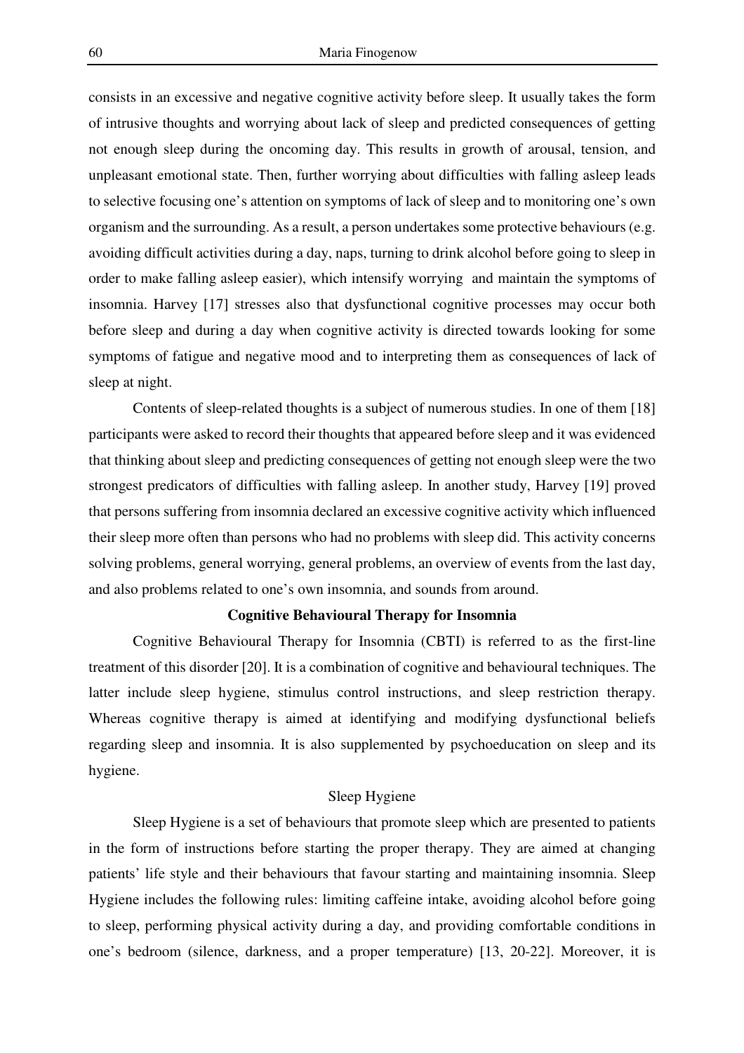consists in an excessive and negative cognitive activity before sleep. It usually takes the form of intrusive thoughts and worrying about lack of sleep and predicted consequences of getting not enough sleep during the oncoming day. This results in growth of arousal, tension, and unpleasant emotional state. Then, further worrying about difficulties with falling asleep leads to selective focusing one's attention on symptoms of lack of sleep and to monitoring one's own organism and the surrounding. As a result, a person undertakes some protective behaviours (e.g. avoiding difficult activities during a day, naps, turning to drink alcohol before going to sleep in order to make falling asleep easier), which intensify worrying and maintain the symptoms of insomnia. Harvey [17] stresses also that dysfunctional cognitive processes may occur both before sleep and during a day when cognitive activity is directed towards looking for some symptoms of fatigue and negative mood and to interpreting them as consequences of lack of sleep at night.

Contents of sleep-related thoughts is a subject of numerous studies. In one of them [18] participants were asked to record their thoughts that appeared before sleep and it was evidenced that thinking about sleep and predicting consequences of getting not enough sleep were the two strongest predicators of difficulties with falling asleep. In another study, Harvey [19] proved that persons suffering from insomnia declared an excessive cognitive activity which influenced their sleep more often than persons who had no problems with sleep did. This activity concerns solving problems, general worrying, general problems, an overview of events from the last day, and also problems related to one's own insomnia, and sounds from around.

## Cognitive Behavioural Therapy for Insomnia

Cognitive Behavioural Therapy for Insomnia (CBTI) is referred to as the first-line treatment of this disorder [20]. It is a combination of cognitive and behavioural techniques. The latter include sleep hygiene, stimulus control instructions, and sleep restriction therapy. Whereas cognitive therapy is aimed at identifying and modifying dysfunctional beliefs regarding sleep and insomnia. It is also supplemented by psychoeducation on sleep and its hygiene.

### Sleep Hygiene

Sleep Hygiene is a set of behaviours that promote sleep which are presented to patients in the form of instructions before starting the proper therapy. They are aimed at changing patients' life style and their behaviours that favour starting and maintaining insomnia. Sleep Hygiene includes the following rules: limiting caffeine intake, avoiding alcohol before going to sleep, performing physical activity during a day, and providing comfortable conditions in one's bedroom (silence, darkness, and a proper temperature) [13, 20-22]. Moreover, it is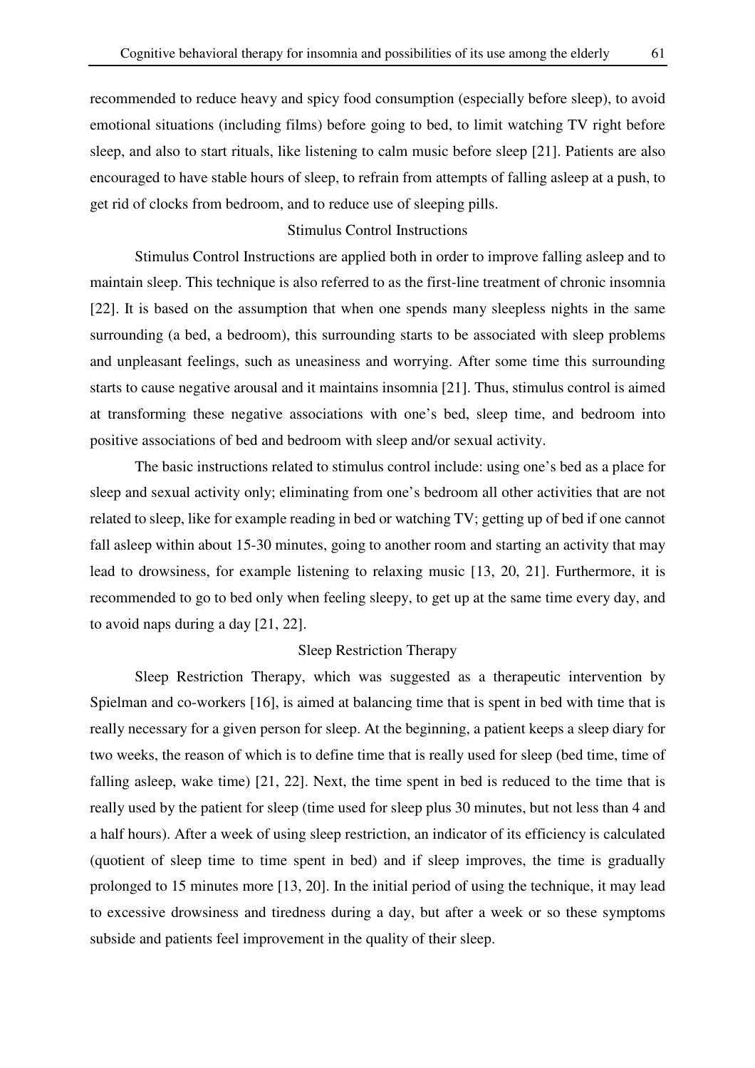recommended to reduce heavy and spicy food consumption (especially before sleep), to avoid emotional situations (including films) before going to bed, to limit watching TV right before sleep, and also to start rituals, like listening to calm music before sleep [21]. Patients are also encouraged to have stable hours of sleep, to refrain from attempts of falling asleep at a push, to get rid of clocks from bedroom, and to reduce use of sleeping pills.

### Stimulus Control Instructions

Stimulus Control Instructions are applied both in order to improve falling asleep and to maintain sleep. This technique is also referred to as the first-line treatment of chronic insomnia [22]. It is based on the assumption that when one spends many sleepless nights in the same surrounding (a bed, a bedroom), this surrounding starts to be associated with sleep problems and unpleasant feelings, such as uneasiness and worrying. After some time this surrounding starts to cause negative arousal and it maintains insomnia [21]. Thus, stimulus control is aimed at transforming these negative associations with one's bed, sleep time, and bedroom into positive associations of bed and bedroom with sleep and/or sexual activity.

The basic instructions related to stimulus control include: using one's bed as a place for sleep and sexual activity only; eliminating from one's bedroom all other activities that are not related to sleep, like for example reading in bed or watching TV; getting up of bed if one cannot fall asleep within about 15-30 minutes, going to another room and starting an activity that may lead to drowsiness, for example listening to relaxing music [13, 20, 21]. Furthermore, it is recommended to go to bed only when feeling sleepy, to get up at the same time every day, and to avoid naps during a day [21, 22].

### Sleep Restriction Therapy

Sleep Restriction Therapy, which was suggested as a therapeutic intervention by Spielman and co-workers [16], is aimed at balancing time that is spent in bed with time that is really necessary for a given person for sleep. At the beginning, a patient keeps a sleep diary for two weeks, the reason of which is to define time that is really used for sleep (bed time, time of falling asleep, wake time) [21, 22]. Next, the time spent in bed is reduced to the time that is really used by the patient for sleep (time used for sleep plus 30 minutes, but not less than 4 and a half hours). After a week of using sleep restriction, an indicator of its efficiency is calculated (quotient of sleep time to time spent in bed) and if sleep improves, the time is gradually prolonged to 15 minutes more [13, 20]. In the initial period of using the technique, it may lead to excessive drowsiness and tiredness during a day, but after a week or so these symptoms subside and patients feel improvement in the quality of their sleep.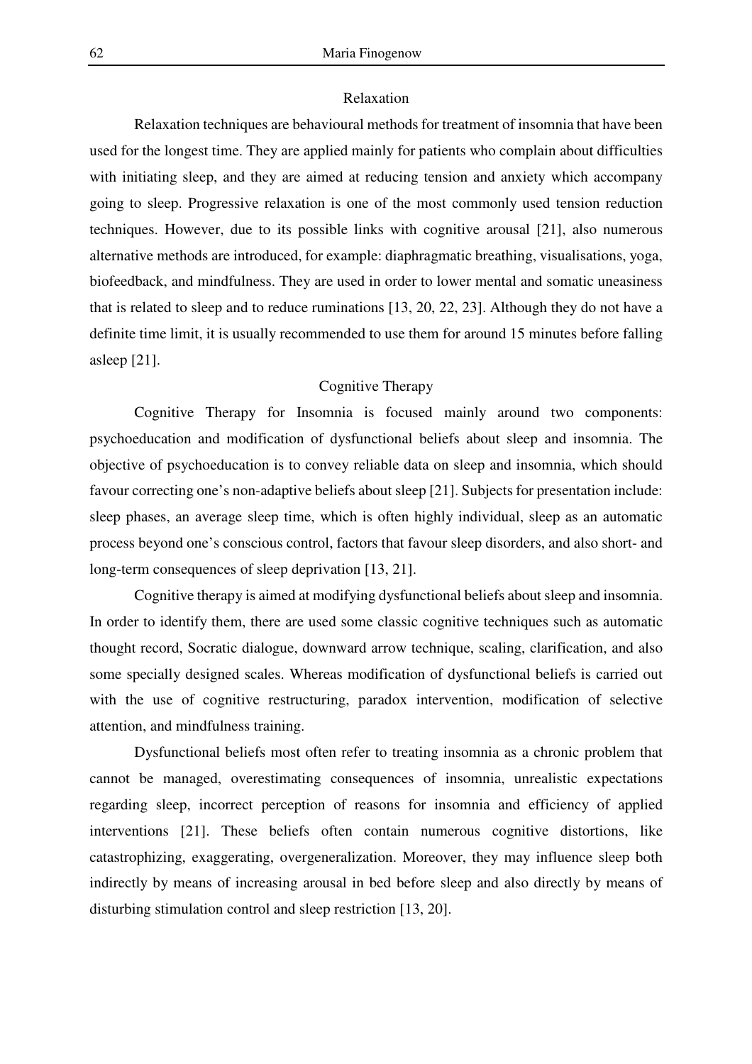### Relaxation

Relaxation techniques are behavioural methods for treatment of insomnia that have been used for the longest time. They are applied mainly for patients who complain about difficulties with initiating sleep, and they are aimed at reducing tension and anxiety which accompany going to sleep. Progressive relaxation is one of the most commonly used tension reduction techniques. However, due to its possible links with cognitive arousal [21], also numerous alternative methods are introduced, for example: diaphragmatic breathing, visualisations, yoga, biofeedback, and mindfulness. They are used in order to lower mental and somatic uneasiness that is related to sleep and to reduce ruminations [13, 20, 22, 23]. Although they do not have a definite time limit, it is usually recommended to use them for around 15 minutes before falling asleep [21].

### Cognitive Therapy

Cognitive Therapy for Insomnia is focused mainly around two components: psychoeducation and modification of dysfunctional beliefs about sleep and insomnia. The objective of psychoeducation is to convey reliable data on sleep and insomnia, which should favour correcting one's non-adaptive beliefs about sleep [21]. Subjects for presentation include: sleep phases, an average sleep time, which is often highly individual, sleep as an automatic process beyond one's conscious control, factors that favour sleep disorders, and also short- and long-term consequences of sleep deprivation [13, 21].

Cognitive therapy is aimed at modifying dysfunctional beliefs about sleep and insomnia. In order to identify them, there are used some classic cognitive techniques such as automatic thought record, Socratic dialogue, downward arrow technique, scaling, clarification, and also some specially designed scales. Whereas modification of dysfunctional beliefs is carried out with the use of cognitive restructuring, paradox intervention, modification of selective attention, and mindfulness training.

Dysfunctional beliefs most often refer to treating insomnia as a chronic problem that cannot be managed, overestimating consequences of insomnia, unrealistic expectations regarding sleep, incorrect perception of reasons for insomnia and efficiency of applied interventions [21]. These beliefs often contain numerous cognitive distortions, like catastrophizing, exaggerating, overgeneralization. Moreover, they may influence sleep both indirectly by means of increasing arousal in bed before sleep and also directly by means of disturbing stimulation control and sleep restriction [13, 20].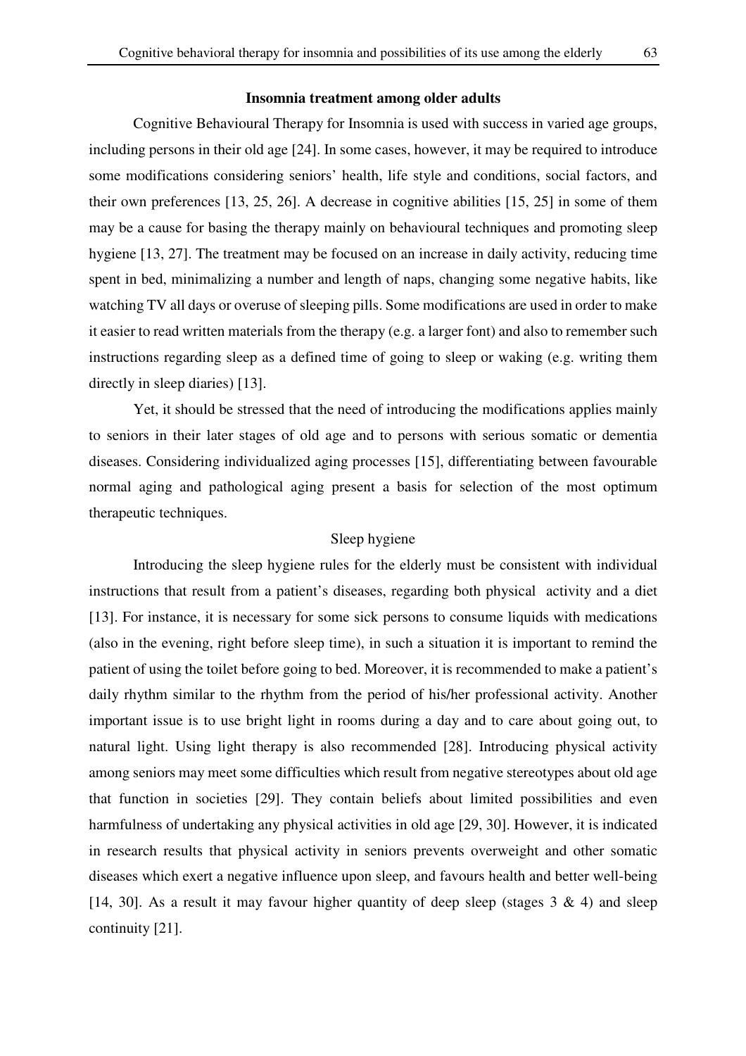## Insomnia treatment among older adults

Cognitive Behavioural Therapy for Insomnia is used with success in varied age groups, including persons in their old age [24]. In some cases, however, it may be required to introduce some modifications considering seniors' health, life style and conditions, social factors, and their own preferences [13, 25, 26]. A decrease in cognitive abilities [15, 25] in some of them may be a cause for basing the therapy mainly on behavioural techniques and promoting sleep hygiene [13, 27]. The treatment may be focused on an increase in daily activity, reducing time spent in bed, minimalizing a number and length of naps, changing some negative habits, like watching TV all days or overuse of sleeping pills. Some modifications are used in order to make it easier to read written materials from the therapy (e.g. a larger font) and also to remember such instructions regarding sleep as a defined time of going to sleep or waking (e.g. writing them directly in sleep diaries) [13].

Yet, it should be stressed that the need of introducing the modifications applies mainly to seniors in their later stages of old age and to persons with serious somatic or dementia diseases. Considering individualized aging processes [15], differentiating between favourable normal aging and pathological aging present a basis for selection of the most optimum therapeutic techniques.

### Sleep hygiene

Introducing the sleep hygiene rules for the elderly must be consistent with individual instructions that result from a patient's diseases, regarding both physical activity and a diet [13]. For instance, it is necessary for some sick persons to consume liquids with medications (also in the evening, right before sleep time), in such a situation it is important to remind the patient of using the toilet before going to bed. Moreover, it is recommended to make a patient's daily rhythm similar to the rhythm from the period of his/her professional activity. Another important issue is to use bright light in rooms during a day and to care about going out, to natural light. Using light therapy is also recommended [28]. Introducing physical activity among seniors may meet some difficulties which result from negative stereotypes about old age that function in societies [29]. They contain beliefs about limited possibilities and even harmfulness of undertaking any physical activities in old age [29, 30]. However, it is indicated in research results that physical activity in seniors prevents overweight and other somatic diseases which exert a negative influence upon sleep, and favours health and better well-being [14, 30]. As a result it may favour higher quantity of deep sleep (stages 3 & 4) and sleep continuity [21].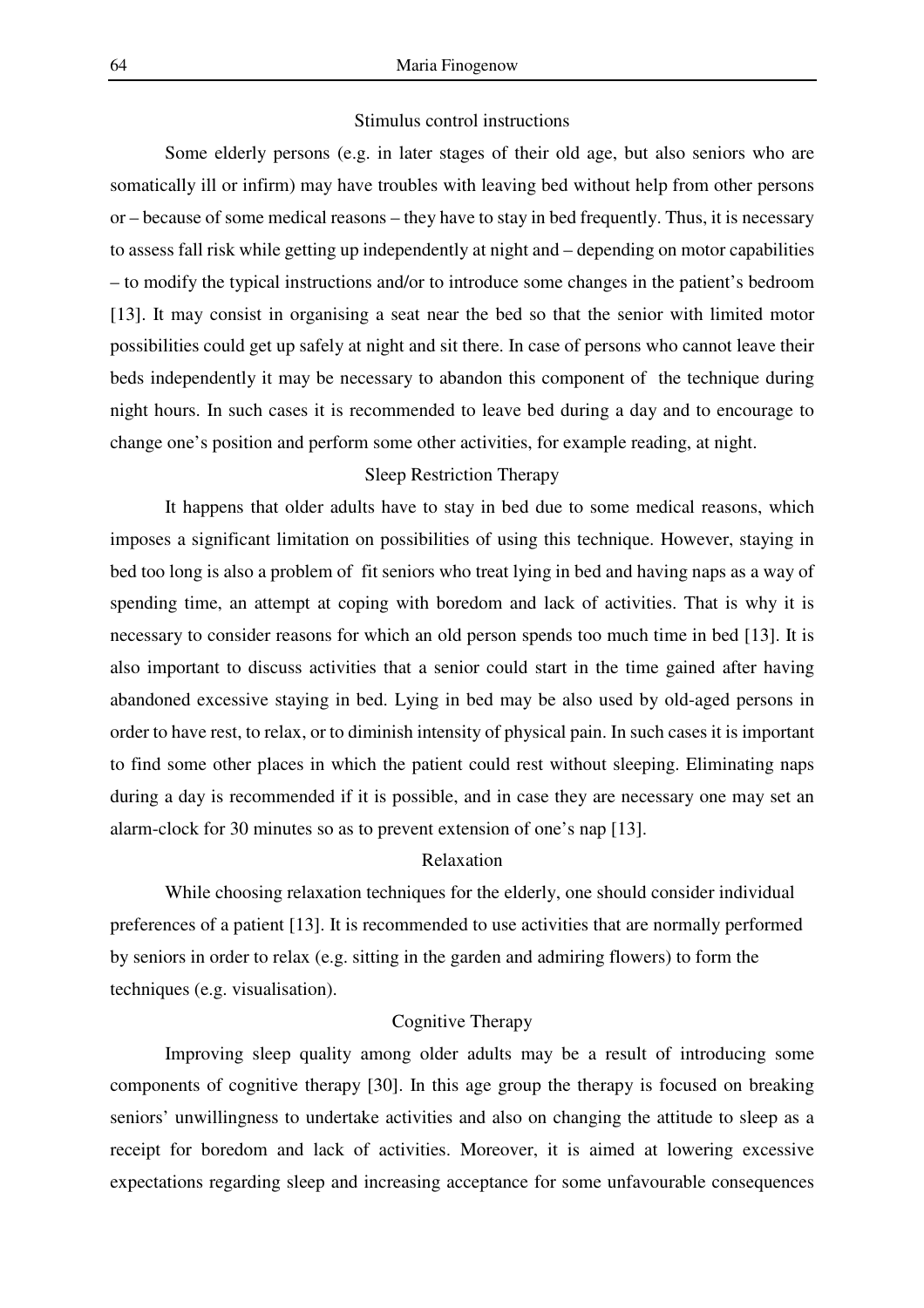### Stimulus control instructions

Some elderly persons (e.g. in later stages of their old age, but also seniors who are somatically ill or infirm) may have troubles with leaving bed without help from other persons or – because of some medical reasons – they have to stay in bed frequently. Thus, it is necessary to assess fall risk while getting up independently at night and – depending on motor capabilities – to modify the typical instructions and/or to introduce some changes in the patient's bedroom [13]. It may consist in organising a seat near the bed so that the senior with limited motor possibilities could get up safely at night and sit there. In case of persons who cannot leave their beds independently it may be necessary to abandon this component of the technique during night hours. In such cases it is recommended to leave bed during a day and to encourage to change one's position and perform some other activities, for example reading, at night.

### Sleep Restriction Therapy

It happens that older adults have to stay in bed due to some medical reasons, which imposes a significant limitation on possibilities of using this technique. However, staying in bed too long is also a problem of fit seniors who treat lying in bed and having naps as a way of spending time, an attempt at coping with boredom and lack of activities. That is why it is necessary to consider reasons for which an old person spends too much time in bed [13]. It is also important to discuss activities that a senior could start in the time gained after having abandoned excessive staying in bed. Lying in bed may be also used by old-aged persons in order to have rest, to relax, or to diminish intensity of physical pain. In such cases it is important to find some other places in which the patient could rest without sleeping. Eliminating naps during a day is recommended if it is possible, and in case they are necessary one may set an alarm-clock for 30 minutes so as to prevent extension of one's nap [13].

### Relaxation

While choosing relaxation techniques for the elderly, one should consider individual preferences of a patient [13]. It is recommended to use activities that are normally performed by seniors in order to relax (e.g. sitting in the garden and admiring flowers) to form the techniques (e.g. visualisation).

### Cognitive Therapy

Improving sleep quality among older adults may be a result of introducing some components of cognitive therapy [30]. In this age group the therapy is focused on breaking seniors' unwillingness to undertake activities and also on changing the attitude to sleep as a receipt for boredom and lack of activities. Moreover, it is aimed at lowering excessive expectations regarding sleep and increasing acceptance for some unfavourable consequences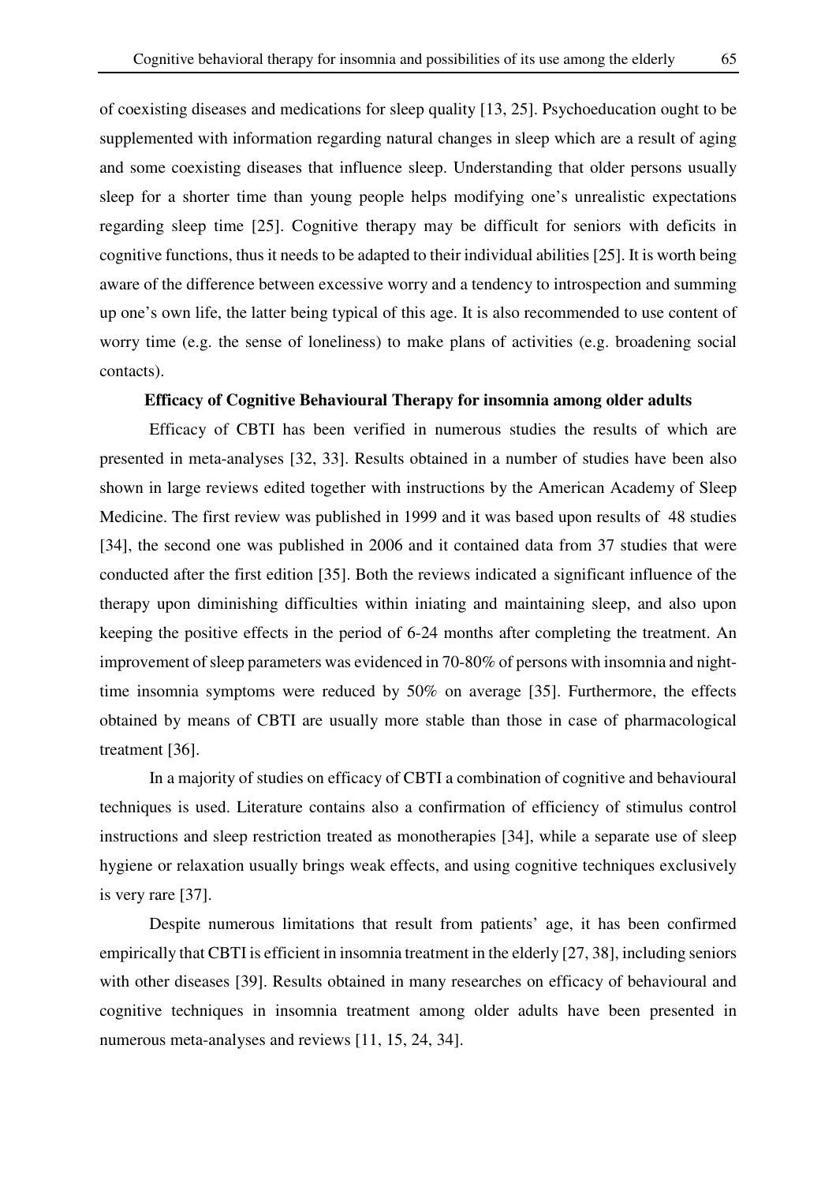of coexisting diseases and medications for sleep quality [13, 25]. Psychoeducation ought to be supplemented with information regarding natural changes in sleep which are a result of aging and some coexisting diseases that influence sleep. Understanding that older persons usually sleep for a shorter time than young people helps modifying one's unrealistic expectations regarding sleep time [25]. Cognitive therapy may be difficult for seniors with deficits in cognitive functions, thus it needs to be adapted to their individual abilities [25]. It is worth being aware of the difference between excessive worry and a tendency to introspection and summing up one's own life, the latter being typical of this age. It is also recommended to use content of worry time (e.g. the sense of loneliness) to make plans of activities (e.g. broadening social contacts).

**Efficacy of Cognitive Behavioural Therapy for insomnia among older adults**

Efficacy of CBTI has been verified in numerous studies the results of which are presented in meta-analyses [32, 33]. Results obtained in a number of studies have been also shown in large reviews edited together with instructions by the American Academy of Sleep Medicine. The first review was published in 1999 and it was based upon results of 48 studies [34], the second one was published in 2006 and it contained data from 37 studies that were conducted after the first edition [35]. Both the reviews indicated a significant influence of the therapy upon diminishing difficulties within iniating and maintaining sleep, and also upon keeping the positive effects in the period of 6-24 months after completing the treatment. An improvement of sleep parameters was evidenced in 70-80% of persons with insomnia and night-time insomnia symptoms were reduced by 50% on average [35]. Furthermore, the effects obtained by means of CBTI are usually more stable than those in case of pharmacological treatment [36].

In a majority of studies on efficacy of CBTI a combination of cognitive and behavioural techniques is used. Literature contains also a confirmation of efficiency of stimulus control instructions and sleep restriction treated as monotherapies [34], while a separate use of sleep hygiene or relaxation usually brings weak effects, and using cognitive techniques exclusively is very rare [37].

Despite numerous limitations that result from patients' age, it has been confirmed empirically that CBTI is efficient in insomnia treatment in the elderly [27, 38], including seniors with other diseases [39]. Results obtained in many researches on efficacy of behavioural and cognitive techniques in insomnia treatment among older adults have been presented in numerous meta-analyses and reviews [11, 15, 24, 34].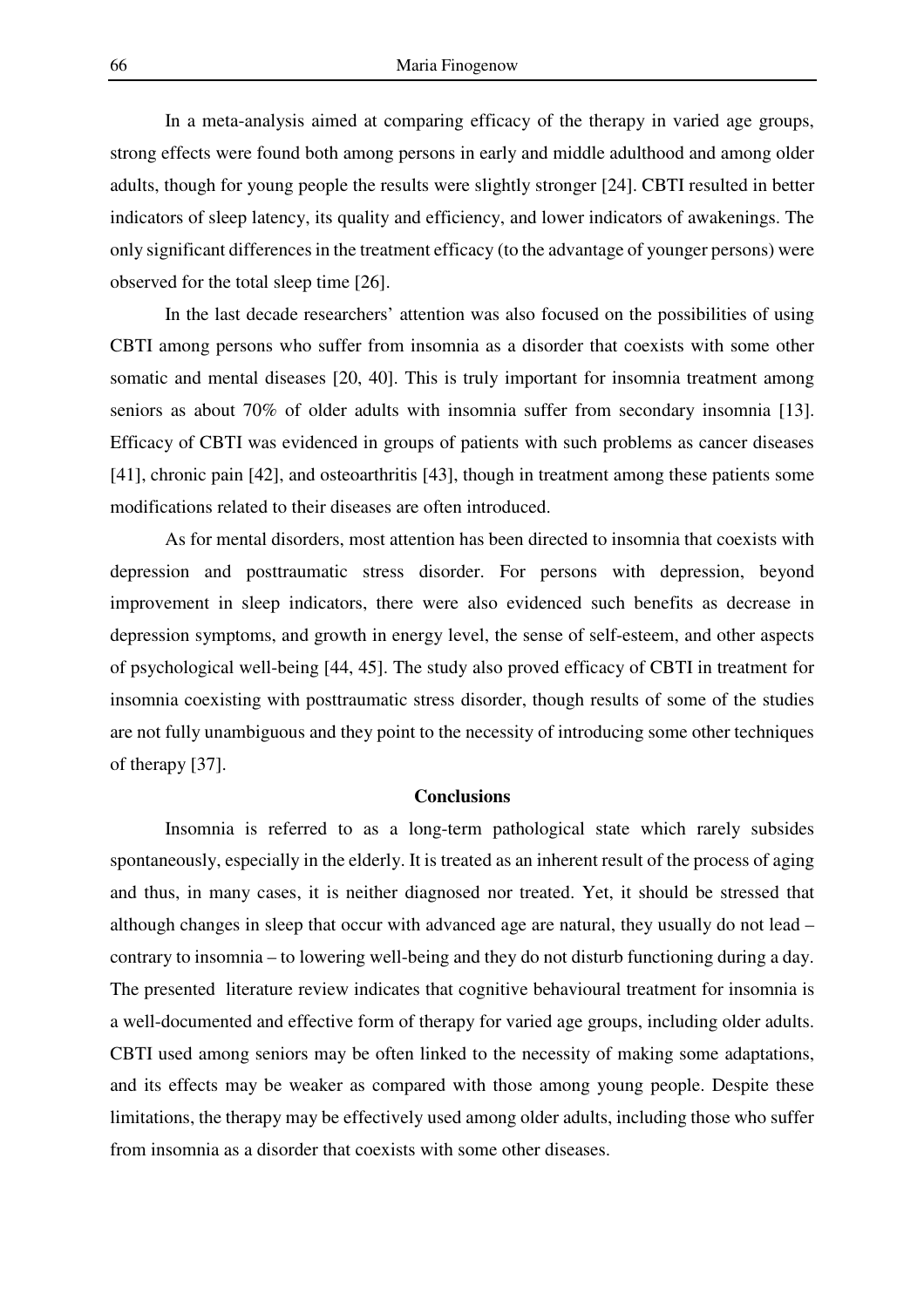In a meta-analysis aimed at comparing efficacy of the therapy in varied age groups, strong effects were found both among persons in early and middle adulthood and among older adults, though for young people the results were slightly stronger [24]. CBTI resulted in better indicators of sleep latency, its quality and efficiency, and lower indicators of awakenings. The only significant differences in the treatment efficacy (to the advantage of younger persons) were observed for the total sleep time [26].

In the last decade researchers' attention was also focused on the possibilities of using CBTI among persons who suffer from insomnia as a disorder that coexists with some other somatic and mental diseases [20, 40]. This is truly important for insomnia treatment among seniors as about 70% of older adults with insomnia suffer from secondary insomnia [13]. Efficacy of CBTI was evidenced in groups of patients with such problems as cancer diseases [41], chronic pain [42], and osteoarthritis [43], though in treatment among these patients some modifications related to their diseases are often introduced.

As for mental disorders, most attention has been directed to insomnia that coexists with depression and posttraumatic stress disorder. For persons with depression, beyond improvement in sleep indicators, there were also evidenced such benefits as decrease in depression symptoms, and growth in energy level, the sense of self-esteem, and other aspects of psychological well-being [44, 45]. The study also proved efficacy of CBTI in treatment for insomnia coexisting with posttraumatic stress disorder, though results of some of the studies are not fully unambiguous and they point to the necessity of introducing some other techniques of therapy [37].

## Conclusions

Insomnia is referred to as a long-term pathological state which rarely subsides spontaneously, especially in the elderly. It is treated as an inherent result of the process of aging and thus, in many cases, it is neither diagnosed nor treated. Yet, it should be stressed that although changes in sleep that occur with advanced age are natural, they usually do not lead – contrary to insomnia – to lowering well-being and they do not disturb functioning during a day. The presented literature review indicates that cognitive behavioural treatment for insomnia is a well-documented and effective form of therapy for varied age groups, including older adults. CBTI used among seniors may be often linked to the necessity of making some adaptations, and its effects may be weaker as compared with those among young people. Despite these limitations, the therapy may be effectively used among older adults, including those who suffer from insomnia as a disorder that coexists with some other diseases.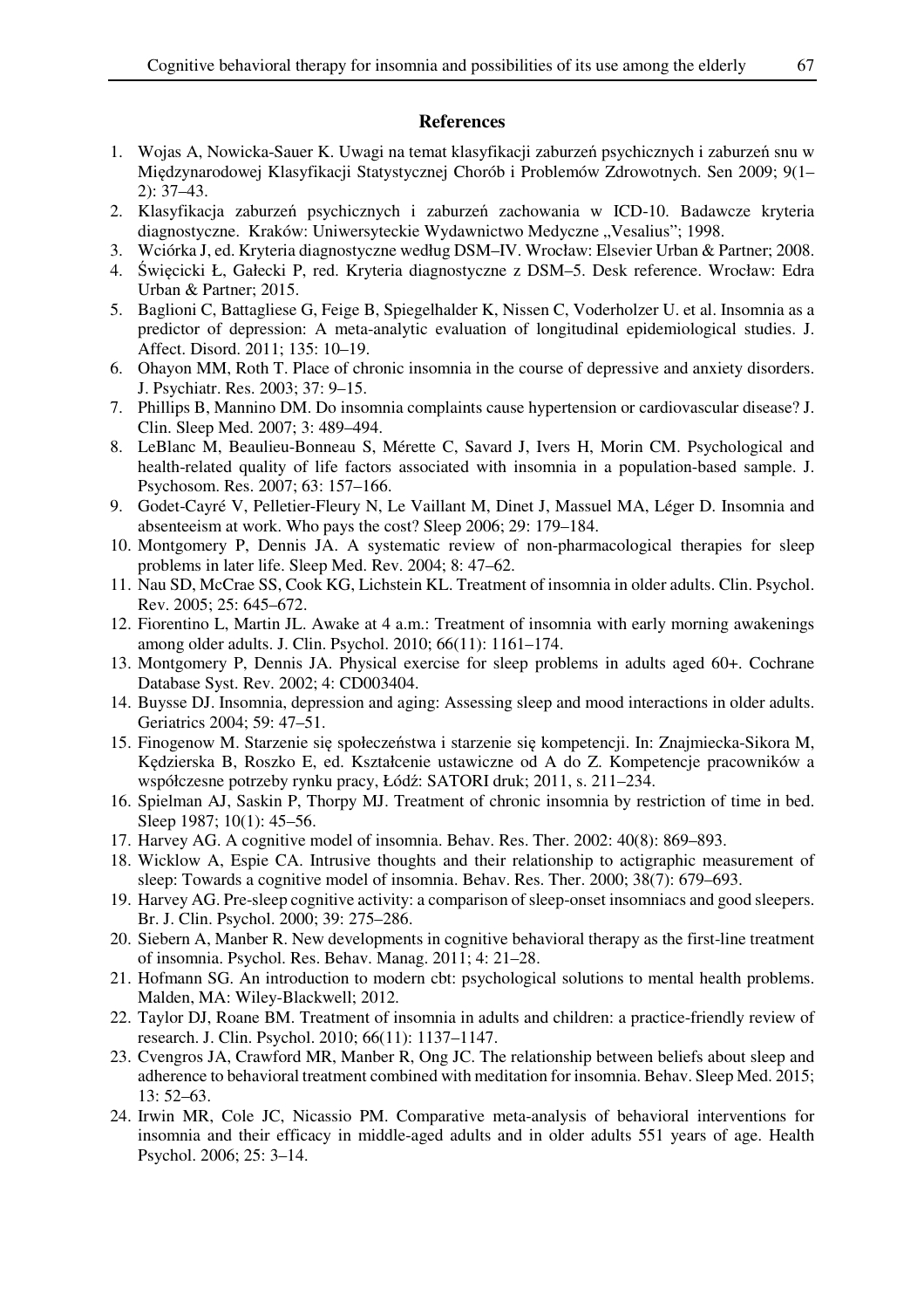## References

1. Wojas A, Nowicka-Sauer K. Uwagi na temat klasyfikacji zaburzeń psychicznych i zaburzeń snu w Międzynarodowej Klasyfikacji Statystycznej Chorób i Problemów Zdrowotnych. Sen 2009; 9(1–2): 37–43.
2. Klasyfikacja zaburzeń psychicznych i zaburzeń zachowania w ICD-10. Badawcze kryteria diagnostyczne. Kraków: Uniwersyteckie Wydawnictwo Medyczne „Vesalius"; 1998.
3. Wciórka J, ed. Kryteria diagnostyczne według DSM–IV. Wrocław: Elsevier Urban & Partner; 2008.
4. Święcicki Ł, Gałecki P, red. Kryteria diagnostyczne z DSM–5. Desk reference. Wrocław: Edra Urban & Partner; 2015.
5. Baglioni C, Battagliese G, Feige B, Spiegelhalder K, Nissen C, Voderholzer U. et al. Insomnia as a predictor of depression: A meta-analytic evaluation of longitudinal epidemiological studies. J. Affect. Disord. 2011; 135: 10–19.
6. Ohayon MM, Roth T. Place of chronic insomnia in the course of depressive and anxiety disorders. J. Psychiatr. Res. 2003; 37: 9–15.
7. Phillips B, Mannino DM. Do insomnia complaints cause hypertension or cardiovascular disease? J. Clin. Sleep Med. 2007; 3: 489–494.
8. LeBlanc M, Beaulieu-Bonneau S, Mérette C, Savard J, Ivers H, Morin CM. Psychological and health-related quality of life factors associated with insomnia in a population-based sample. J. Psychosom. Res. 2007; 63: 157–166.
9. Godet-Cayré V, Pelletier-Fleury N, Le Vaillant M, Dinet J, Massuel MA, Léger D. Insomnia and absenteeism at work. Who pays the cost? Sleep 2006; 29: 179–184.
10. Montgomery P, Dennis JA. A systematic review of non-pharmacological therapies for sleep problems in later life. Sleep Med. Rev. 2004; 8: 47–62.
11. Nau SD, McCrae SS, Cook KG, Lichstein KL. Treatment of insomnia in older adults. Clin. Psychol. Rev. 2005; 25: 645–672.
12. Fiorentino L, Martin JL. Awake at 4 a.m.: Treatment of insomnia with early morning awakenings among older adults. J. Clin. Psychol. 2010; 66(11): 1161–174.
13. Montgomery P, Dennis JA. Physical exercise for sleep problems in adults aged 60+. Cochrane Database Syst. Rev. 2002; 4: CD003404.
14. Buysse DJ. Insomnia, depression and aging: Assessing sleep and mood interactions in older adults. Geriatrics 2004; 59: 47–51.
15. Finogenow M. Starzenie się społeczeństwa i starzenie się kompetencji. In: Znajmiecka-Sikora M, Kędzierska B, Roszko E, ed. Kształcenie ustawiczne od A do Z. Kompetencje pracowników a współczesne potrzeby rynku pracy, Łódź: SATORI druk; 2011, s. 211–234.
16. Spielman AJ, Saskin P, Thorpy MJ. Treatment of chronic insomnia by restriction of time in bed. Sleep 1987; 10(1): 45–56.
17. Harvey AG. A cognitive model of insomnia. Behav. Res. Ther. 2002: 40(8): 869–893.
18. Wicklow A, Espie CA. Intrusive thoughts and their relationship to actigraphic measurement of sleep: Towards a cognitive model of insomnia. Behav. Res. Ther. 2000; 38(7): 679–693.
19. Harvey AG. Pre-sleep cognitive activity: a comparison of sleep-onset insomniacs and good sleepers. Br. J. Clin. Psychol. 2000; 39: 275–286.
20. Siebern A, Manber R. New developments in cognitive behavioral therapy as the first-line treatment of insomnia. Psychol. Res. Behav. Manag. 2011; 4: 21–28.
21. Hofmann SG. An introduction to modern cbt: psychological solutions to mental health problems. Malden, MA: Wiley-Blackwell; 2012.
22. Taylor DJ, Roane BM. Treatment of insomnia in adults and children: a practice-friendly review of research. J. Clin. Psychol. 2010; 66(11): 1137–1147.
23. Cvengros JA, Crawford MR, Manber R, Ong JC. The relationship between beliefs about sleep and adherence to behavioral treatment combined with meditation for insomnia. Behav. Sleep Med. 2015; 13: 52–63.
24. Irwin MR, Cole JC, Nicassio PM. Comparative meta-analysis of behavioral interventions for insomnia and their efficacy in middle-aged adults and in older adults 551 years of age. Health Psychol. 2006; 25: 3–14.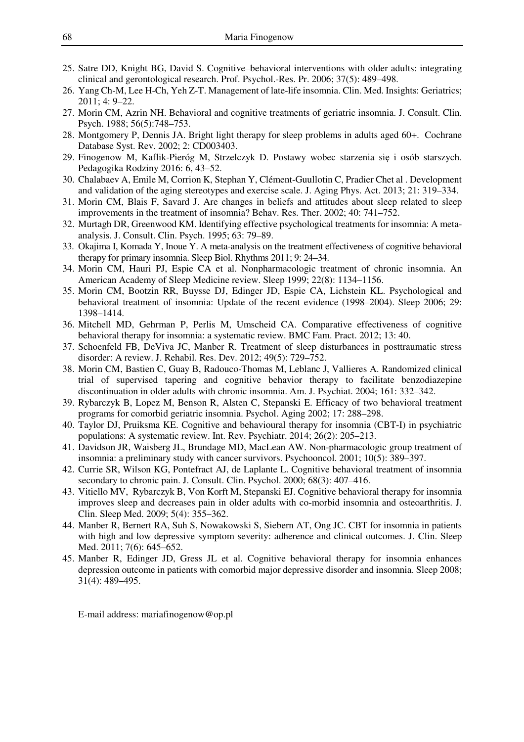25. Satre DD, Knight BG, David S. Cognitive–behavioral interventions with older adults: integrating clinical and gerontological research. Prof. Psychol.-Res. Pr. 2006; 37(5): 489–498.
26. Yang Ch-M, Lee H-Ch, Yeh Z-T. Management of late-life insomnia. Clin. Med. Insights: Geriatrics; 2011; 4: 9–22.
27. Morin CM, Azrin NH. Behavioral and cognitive treatments of geriatric insomnia. J. Consult. Clin. Psych. 1988; 56(5):748–753.
28. Montgomery P, Dennis JA. Bright light therapy for sleep problems in adults aged 60+. Cochrane Database Syst. Rev. 2002; 2: CD003403.
29. Finogenow M, Kaflik-Pieróg M, Strzelczyk D. Postawy wobec starzenia się i osób starszych. Pedagogika Rodziny 2016: 6, 43–52.
30. Chalabaev A, Emile M, Corrion K, Stephan Y, Clément-Guullotin C, Pradier Chet al . Development and validation of the aging stereotypes and exercise scale. J. Aging Phys. Act. 2013; 21: 319–334.
31. Morin CM, Blais F, Savard J. Are changes in beliefs and attitudes about sleep related to sleep improvements in the treatment of insomnia? Behav. Res. Ther. 2002; 40: 741–752.
32. Murtagh DR, Greenwood KM. Identifying effective psychological treatments for insomnia: A meta-analysis. J. Consult. Clin. Psych. 1995; 63: 79–89.
33. Okajima I, Komada Y, Inoue Y. A meta-analysis on the treatment effectiveness of cognitive behavioral therapy for primary insomnia. Sleep Biol. Rhythms 2011; 9: 24–34.
34. Morin CM, Hauri PJ, Espie CA et al. Nonpharmacologic treatment of chronic insomnia. An American Academy of Sleep Medicine review. Sleep 1999; 22(8): 1134–1156.
35. Morin CM, Bootzin RR, Buysse DJ, Edinger JD, Espie CA, Lichstein KL. Psychological and behavioral treatment of insomnia: Update of the recent evidence (1998–2004). Sleep 2006; 29: 1398–1414.
36. Mitchell MD, Gehrman P, Perlis M, Umscheid CA. Comparative effectiveness of cognitive behavioral therapy for insomnia: a systematic review. BMC Fam. Pract. 2012; 13: 40.
37. Schoenfeld FB, DeViva JC, Manber R. Treatment of sleep disturbances in posttraumatic stress disorder: A review. J. Rehabil. Res. Dev. 2012; 49(5): 729–752.
38. Morin CM, Bastien C, Guay B, Radouco-Thomas M, Leblanc J, Vallieres A. Randomized clinical trial of supervised tapering and cognitive behavior therapy to facilitate benzodiazepine discontinuation in older adults with chronic insomnia. Am. J. Psychiat. 2004; 161: 332–342.
39. Rybarczyk B, Lopez M, Benson R, Alsten C, Stepanski E. Efficacy of two behavioral treatment programs for comorbid geriatric insomnia. Psychol. Aging 2002; 17: 288–298.
40. Taylor DJ, Pruiksma KE. Cognitive and behavioural therapy for insomnia (CBT-I) in psychiatric populations: A systematic review. Int. Rev. Psychiatr. 2014; 26(2): 205–213.
41. Davidson JR, Waisberg JL, Brundage MD, MacLean AW. Non-pharmacologic group treatment of insomnia: a preliminary study with cancer survivors. Psychooncol. 2001; 10(5): 389–397.
42. Currie SR, Wilson KG, Pontefract AJ, de Laplante L. Cognitive behavioral treatment of insomnia secondary to chronic pain. J. Consult. Clin. Psychol. 2000; 68(3): 407–416.
43. Vitiello MV, Rybarczyk B, Von Korft M, Stepanski EJ. Cognitive behavioral therapy for insomnia improves sleep and decreases pain in older adults with co-morbid insomnia and osteoarthritis. J. Clin. Sleep Med. 2009; 5(4): 355–362.
44. Manber R, Bernert RA, Suh S, Nowakowski S, Siebern AT, Ong JC. CBT for insomnia in patients with high and low depressive symptom severity: adherence and clinical outcomes. J. Clin. Sleep Med. 2011; 7(6): 645–652.
45. Manber R, Edinger JD, Gress JL et al. Cognitive behavioral therapy for insomnia enhances depression outcome in patients with comorbid major depressive disorder and insomnia. Sleep 2008; 31(4): 489–495.

E-mail address: mariafinogenow@op.pl